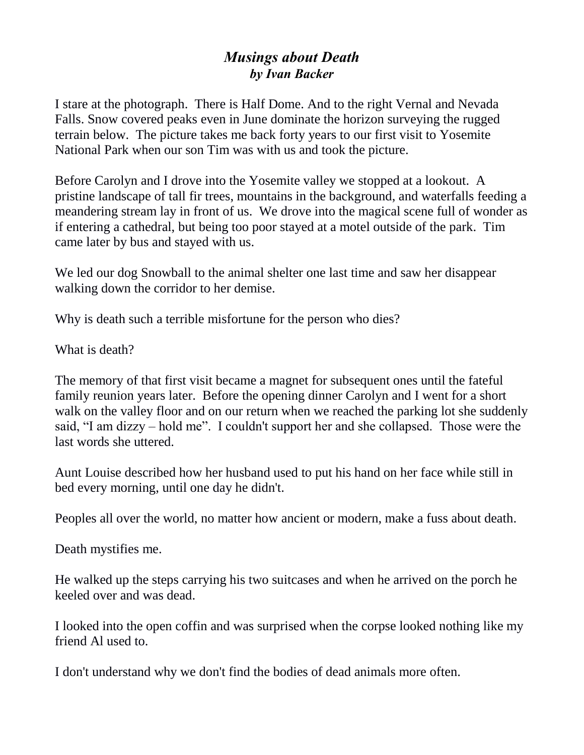# *Musings about Death*

***by Ivan Backer***

I stare at the photograph. There is Half Dome. And to the right Vernal and Nevada Falls. Snow covered peaks even in June dominate the horizon surveying the rugged terrain below. The picture takes me back forty years to our first visit to Yosemite National Park when our son Tim was with us and took the picture.

Before Carolyn and I drove into the Yosemite valley we stopped at a lookout. A pristine landscape of tall fir trees, mountains in the background, and waterfalls feeding a meandering stream lay in front of us. We drove into the magical scene full of wonder as if entering a cathedral, but being too poor stayed at a motel outside of the park. Tim came later by bus and stayed with us.

We led our dog Snowball to the animal shelter one last time and saw her disappear walking down the corridor to her demise.

Why is death such a terrible misfortune for the person who dies?

What is death?

The memory of that first visit became a magnet for subsequent ones until the fateful family reunion years later. Before the opening dinner Carolyn and I went for a short walk on the valley floor and on our return when we reached the parking lot she suddenly said, "I am dizzy – hold me". I couldn't support her and she collapsed. Those were the last words she uttered.

Aunt Louise described how her husband used to put his hand on her face while still in bed every morning, until one day he didn't.

Peoples all over the world, no matter how ancient or modern, make a fuss about death.

Death mystifies me.

He walked up the steps carrying his two suitcases and when he arrived on the porch he keeled over and was dead.

I looked into the open coffin and was surprised when the corpse looked nothing like my friend Al used to.

I don't understand why we don't find the bodies of dead animals more often.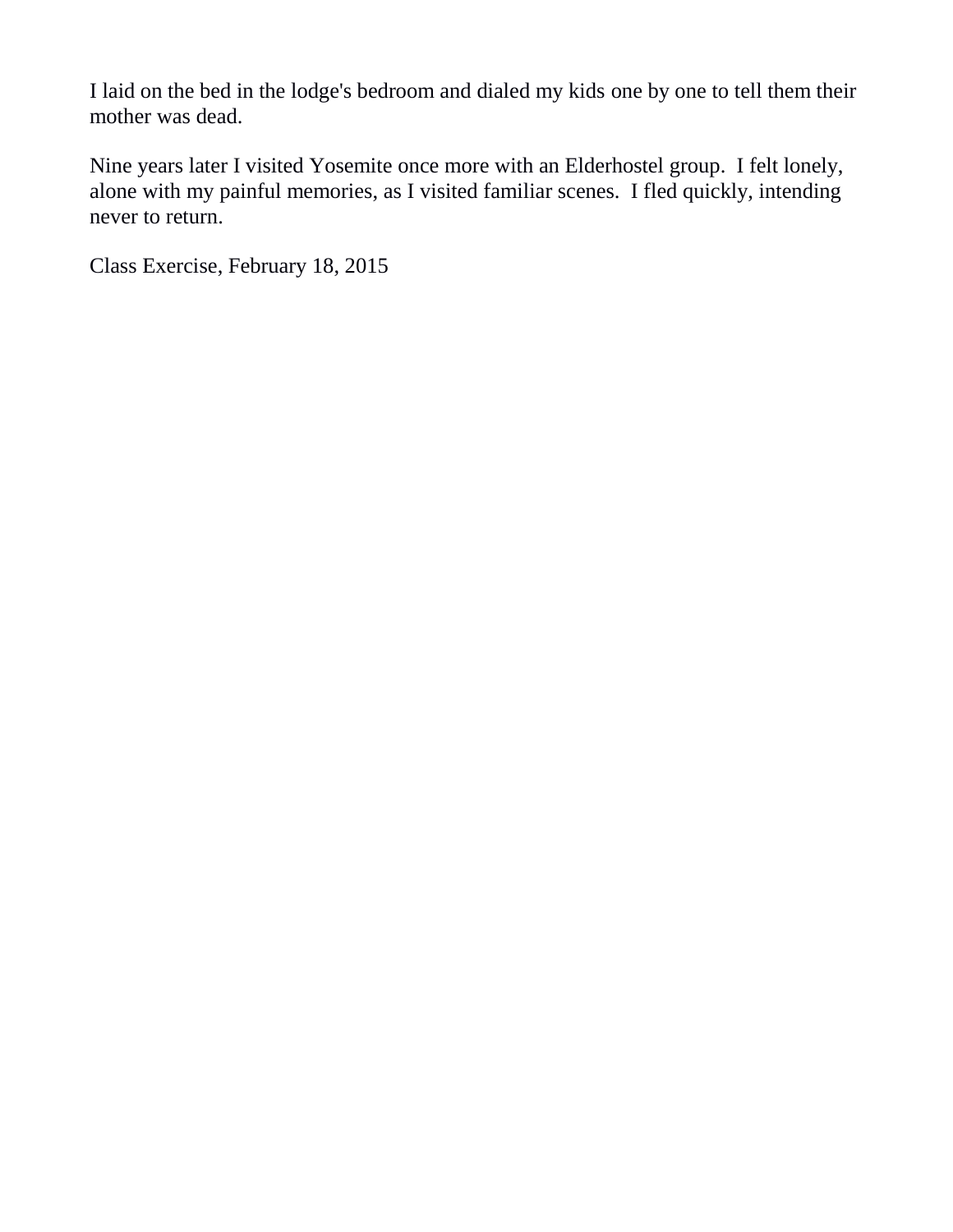I laid on the bed in the lodge's bedroom and dialed my kids one by one to tell them their mother was dead.

Nine years later I visited Yosemite once more with an Elderhostel group. I felt lonely, alone with my painful memories, as I visited familiar scenes. I fled quickly, intending never to return.

Class Exercise, February 18, 2015